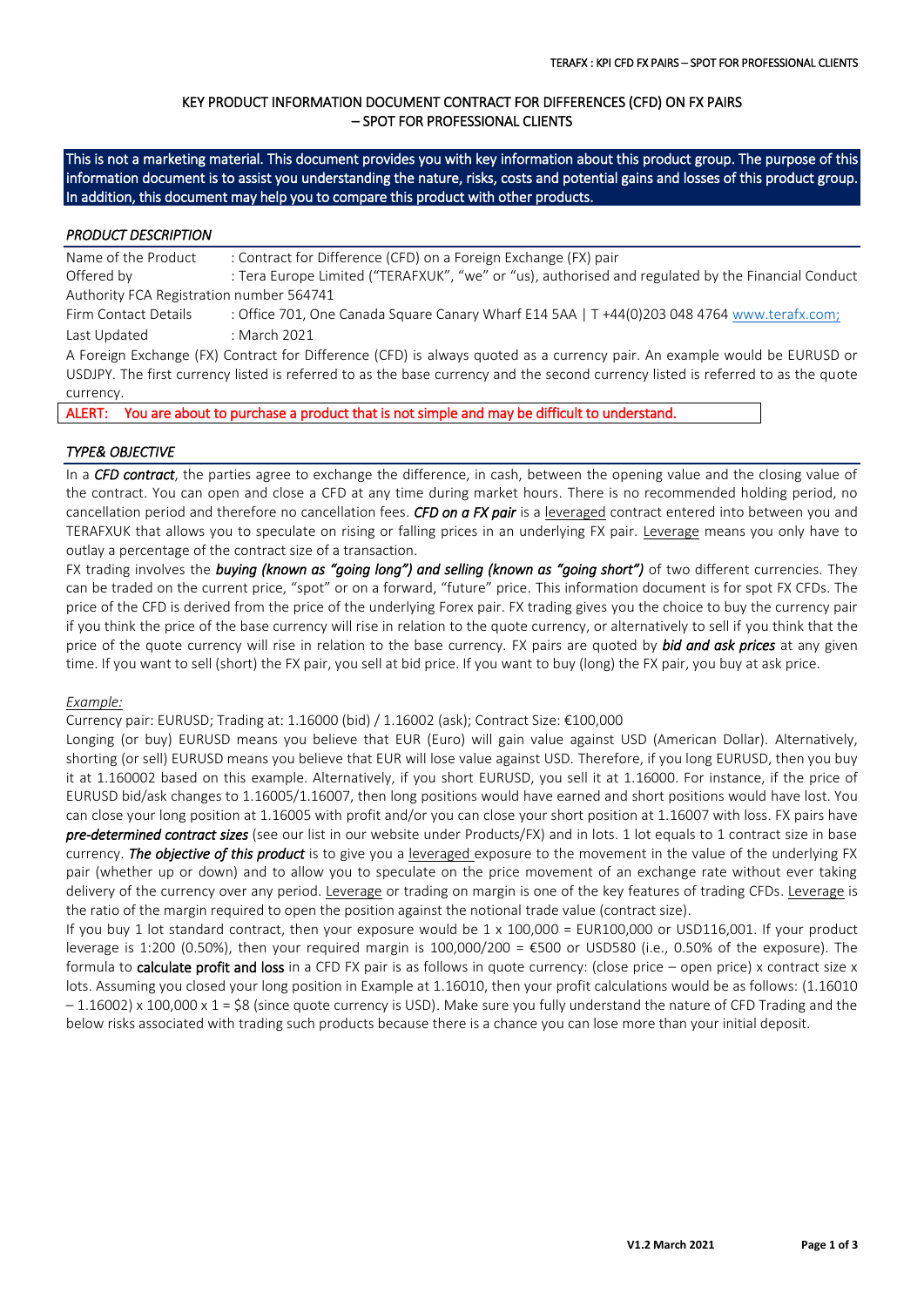# KEY PRODUCT INFORMATION DOCUMENT CONTRACT FOR DIFFERENCES (CFD) ON FX PAIRS – SPOT FOR PROFESSIONAL CLIENTS

**This is not a marketing material. This document provides you with key information about this product group. The purpose of this information document is to assist you understanding the nature, risks, costs and potential gains and losses of this product group. In addition, this document may help you to compare this product with other products.**

## *PRODUCT DESCRIPTION*

Name of the Product : Contract for Difference (CFD) on a Foreign Exchange (FX) pair

Offered by : Tera Europe Limited ("TERAFXUK", "we" or "us"), authorised and regulated by the Financial Conduct Authority FCA Registration number 564741

Firm Contact Details : Office 701, One Canada Square Canary Wharf E14 5AA | T +44(0)203 048 4764 www.terafx.com;

Last Updated : March 2021

A Foreign Exchange (FX) Contract for Difference (CFD) is always quoted as a currency pair. An example would be EURUSD or USDJPY. The first currency listed is referred to as the base currency and the second currency listed is referred to as the quote currency.

**ALERT: You are about to purchase a product that is not simple and may be difficult to understand.**

## *TYPE& OBJECTIVE*

In a ***CFD contract***, the parties agree to exchange the difference, in cash, between the opening value and the closing value of the contract. You can open and close a CFD at any time during market hours. There is no recommended holding period, no cancellation period and therefore no cancellation fees. ***CFD on a FX pair*** is a leveraged contract entered into between you and TERAFXUK that allows you to speculate on rising or falling prices in an underlying FX pair. Leverage means you only have to outlay a percentage of the contract size of a transaction.

FX trading involves the ***buying (known as "going long") and selling (known as "going short")*** of two different currencies. They can be traded on the current price, "spot" or on a forward, "future" price. This information document is for spot FX CFDs. The price of the CFD is derived from the price of the underlying Forex pair. FX trading gives you the choice to buy the currency pair if you think the price of the base currency will rise in relation to the quote currency, or alternatively to sell if you think that the price of the quote currency will rise in relation to the base currency. FX pairs are quoted by ***bid and ask prices*** at any given time. If you want to sell (short) the FX pair, you sell at bid price. If you want to buy (long) the FX pair, you buy at ask price.

*Example:*

Currency pair: EURUSD; Trading at: 1.16000 (bid) / 1.16002 (ask); Contract Size: €100,000

Longing (or buy) EURUSD means you believe that EUR (Euro) will gain value against USD (American Dollar). Alternatively, shorting (or sell) EURUSD means you believe that EUR will lose value against USD. Therefore, if you long EURUSD, then you buy it at 1.160002 based on this example. Alternatively, if you short EURUSD, you sell it at 1.16000. For instance, if the price of EURUSD bid/ask changes to 1.16005/1.16007, then long positions would have earned and short positions would have lost. You can close your long position at 1.16005 with profit and/or you can close your short position at 1.16007 with loss. FX pairs have ***pre-determined contract sizes*** (see our list in our website under Products/FX) and in lots. 1 lot equals to 1 contract size in base currency. ***The objective of this product*** is to give you a leveraged exposure to the movement in the value of the underlying FX pair (whether up or down) and to allow you to speculate on the price movement of an exchange rate without ever taking delivery of the currency over any period. Leverage or trading on margin is one of the key features of trading CFDs. Leverage is the ratio of the margin required to open the position against the notional trade value (contract size).

If you buy 1 lot standard contract, then your exposure would be 1 x 100,000 = EUR100,000 or USD116,001. If your product leverage is 1:200 (0.50%), then your required margin is 100,000/200 = €500 or USD580 (i.e., 0.50% of the exposure). The formula to **calculate profit and loss** in a CFD FX pair is as follows in quote currency: (close price – open price) x contract size x lots. Assuming you closed your long position in Example at 1.16010, then your profit calculations would be as follows: (1.16010 – 1.16002) x 100,000 x 1 = $8 (since quote currency is USD). Make sure you fully understand the nature of CFD Trading and the below risks associated with trading such products because there is a chance you can lose more than your initial deposit.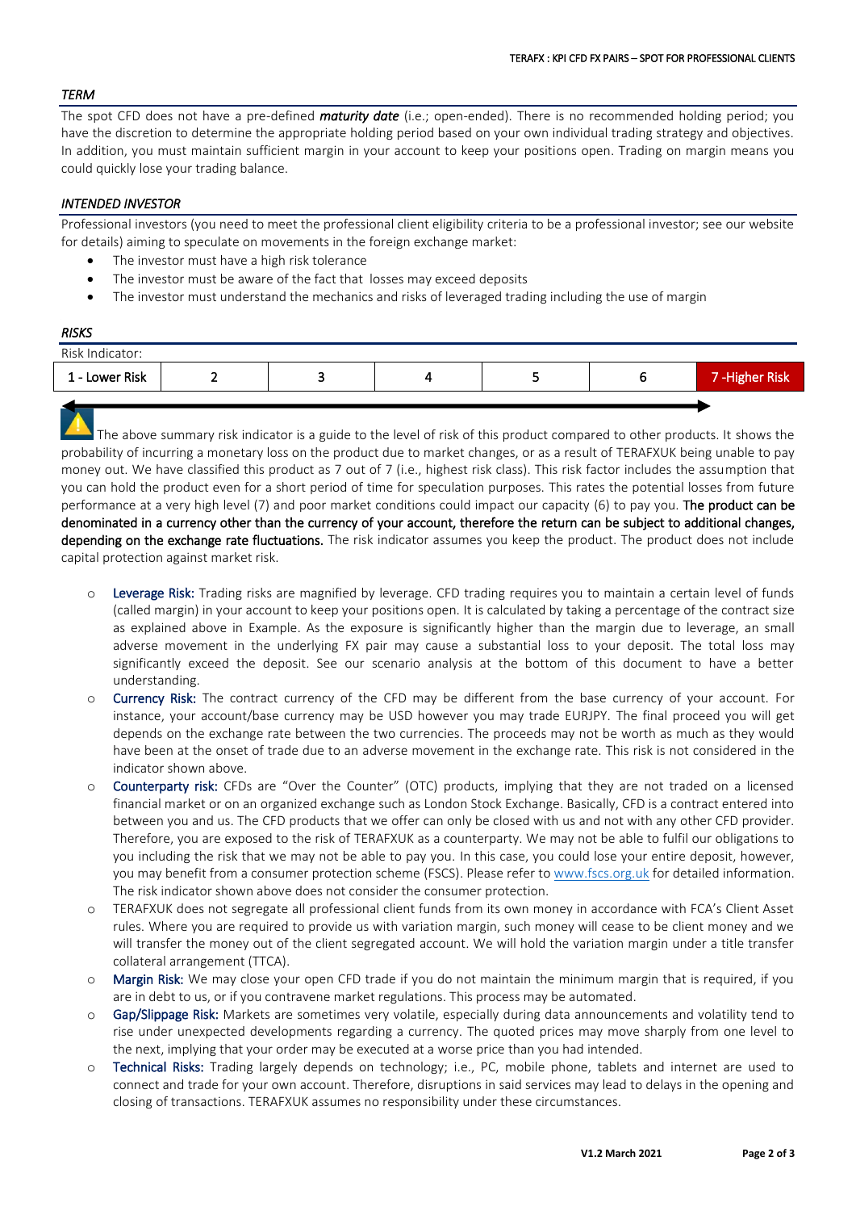## *TERM*

The spot CFD does not have a pre-defined ***maturity date*** (i.e.; open-ended). There is no recommended holding period; you have the discretion to determine the appropriate holding period based on your own individual trading strategy and objectives. In addition, you must maintain sufficient margin in your account to keep your positions open. Trading on margin means you could quickly lose your trading balance.

## *INTENDED INVESTOR*

Professional investors (you need to meet the professional client eligibility criteria to be a professional investor; see our website for details) aiming to speculate on movements in the foreign exchange market:

- The investor must have a high risk tolerance
- The investor must be aware of the fact that losses may exceed deposits
- The investor must understand the mechanics and risks of leveraged trading including the use of margin

## *RISKS*

Risk Indicator:

| 1 - Lower Risk | 2 | 3 | 4 | 5 | 6 | 7 -Higher Risk |
|---|---|---|---|---|---|---|

The above summary risk indicator is a guide to the level of risk of this product compared to other products. It shows the probability of incurring a monetary loss on the product due to market changes, or as a result of TERAFXUK being unable to pay money out. We have classified this product as 7 out of 7 (i.e., highest risk class). This risk factor includes the assumption that you can hold the product even for a short period of time for speculation purposes. This rates the potential losses from future performance at a very high level (7) and poor market conditions could impact our capacity (6) to pay you. **The product can be denominated in a currency other than the currency of your account, therefore the return can be subject to additional changes, depending on the exchange rate fluctuations.** The risk indicator assumes you keep the product. The product does not include capital protection against market risk.

- Leverage Risk: Trading risks are magnified by leverage. CFD trading requires you to maintain a certain level of funds (called margin) in your account to keep your positions open. It is calculated by taking a percentage of the contract size as explained above in Example. As the exposure is significantly higher than the margin due to leverage, an small adverse movement in the underlying FX pair may cause a substantial loss to your deposit. The total loss may significantly exceed the deposit. See our scenario analysis at the bottom of this document to have a better understanding.
- Currency Risk: The contract currency of the CFD may be different from the base currency of your account. For instance, your account/base currency may be USD however you may trade EURJPY. The final proceed you will get depends on the exchange rate between the two currencies. The proceeds may not be worth as much as they would have been at the onset of trade due to an adverse movement in the exchange rate. This risk is not considered in the indicator shown above.
- Counterparty risk: CFDs are "Over the Counter" (OTC) products, implying that they are not traded on a licensed financial market or on an organized exchange such as London Stock Exchange. Basically, CFD is a contract entered into between you and us. The CFD products that we offer can only be closed with us and not with any other CFD provider. Therefore, you are exposed to the risk of TERAFXUK as a counterparty. We may not be able to fulfil our obligations to you including the risk that we may not be able to pay you. In this case, you could lose your entire deposit, however, you may benefit from a consumer protection scheme (FSCS). Please refer to [www.fscs.org.uk](http://www.fscs.org.uk) for detailed information. The risk indicator shown above does not consider the consumer protection.
- TERAFXUK does not segregate all professional client funds from its own money in accordance with FCA's Client Asset rules. Where you are required to provide us with variation margin, such money will cease to be client money and we will transfer the money out of the client segregated account. We will hold the variation margin under a title transfer collateral arrangement (TTCA).
- Margin Risk: We may close your open CFD trade if you do not maintain the minimum margin that is required, if you are in debt to us, or if you contravene market regulations. This process may be automated.
- Gap/Slippage Risk: Markets are sometimes very volatile, especially during data announcements and volatility tend to rise under unexpected developments regarding a currency. The quoted prices may move sharply from one level to the next, implying that your order may be executed at a worse price than you had intended.
- Technical Risks: Trading largely depends on technology; i.e., PC, mobile phone, tablets and internet are used to connect and trade for your own account. Therefore, disruptions in said services may lead to delays in the opening and closing of transactions. TERAFXUK assumes no responsibility under these circumstances.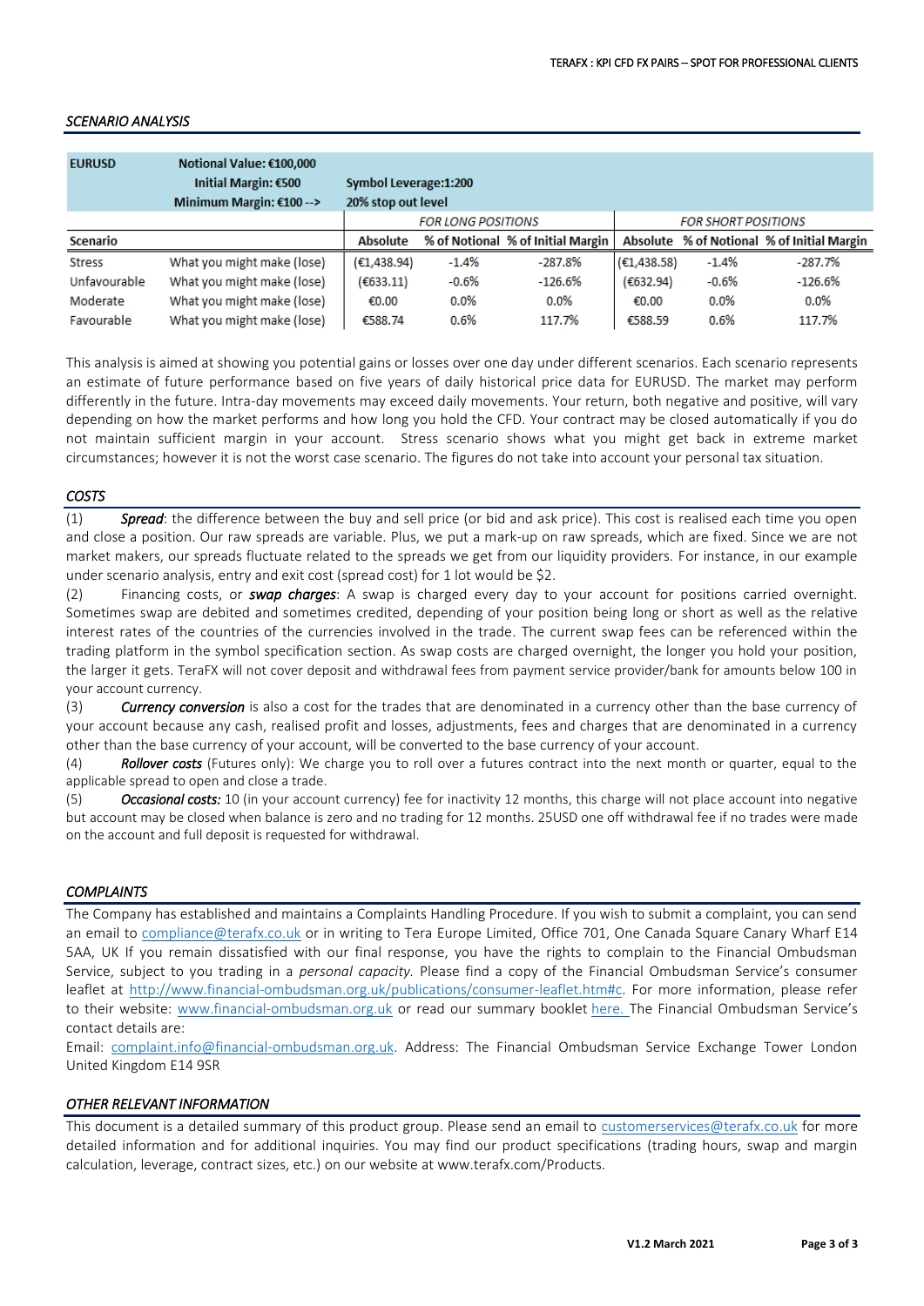## SCENARIO ANALYSIS

| EURUSD | Notional Value: €100,000<br>Initial Margin: €500<br>Minimum Margin: €100 --> | Symbol Leverage:1:200<br>20% stop out level | | | | | |
|---|---|---|---|---|---|---|---|
| | | FOR LONG POSITIONS | | | FOR SHORT POSITIONS | | |
| Scenario | | Absolute | % of Notional | % of Initial Margin | Absolute | % of Notional | % of Initial Margin |
| Stress | What you might make (lose) | (€1,438.94) | -1.4% | -287.8% | (€1,438.58) | -1.4% | -287.7% |
| Unfavourable | What you might make (lose) | (€633.11) | -0.6% | -126.6% | (€632.94) | -0.6% | -126.6% |
| Moderate | What you might make (lose) | €0.00 | 0.0% | 0.0% | €0.00 | 0.0% | 0.0% |
| Favourable | What you might make (lose) | €588.74 | 0.6% | 117.7% | €588.59 | 0.6% | 117.7% |

This analysis is aimed at showing you potential gains or losses over one day under different scenarios. Each scenario represents an estimate of future performance based on five years of daily historical price data for EURUSD. The market may perform differently in the future. Intra-day movements may exceed daily movements. Your return, both negative and positive, will vary depending on how the market performs and how long you hold the CFD. Your contract may be closed automatically if you do not maintain sufficient margin in your account. Stress scenario shows what you might get back in extreme market circumstances; however it is not the worst case scenario. The figures do not take into account your personal tax situation.

## COSTS

(1) ***Spread***: the difference between the buy and sell price (or bid and ask price). This cost is realised each time you open and close a position. Our raw spreads are variable. Plus, we put a mark-up on raw spreads, which are fixed. Since we are not market makers, our spreads fluctuate related to the spreads we get from our liquidity providers. For instance, in our example under scenario analysis, entry and exit cost (spread cost) for 1 lot would be $2.

(2) Financing costs, or ***swap charges***: A swap is charged every day to your account for positions carried overnight. Sometimes swap are debited and sometimes credited, depending of your position being long or short as well as the relative interest rates of the countries of the currencies involved in the trade. The current swap fees can be referenced within the trading platform in the symbol specification section. As swap costs are charged overnight, the longer you hold your position, the larger it gets. TeraFX will not cover deposit and withdrawal fees from payment service provider/bank for amounts below 100 in your account currency.

(3) ***Currency conversion*** is also a cost for the trades that are denominated in a currency other than the base currency of your account because any cash, realised profit and losses, adjustments, fees and charges that are denominated in a currency other than the base currency of your account, will be converted to the base currency of your account.

(4) ***Rollover costs*** (Futures only): We charge you to roll over a futures contract into the next month or quarter, equal to the applicable spread to open and close a trade.

(5) ***Occasional costs:*** 10 (in your account currency) fee for inactivity 12 months, this charge will not place account into negative but account may be closed when balance is zero and no trading for 12 months. 25USD one off withdrawal fee if no trades were made on the account and full deposit is requested for withdrawal.

## COMPLAINTS

The Company has established and maintains a Complaints Handling Procedure. If you wish to submit a complaint, you can send an email to compliance@terafx.co.uk or in writing to Tera Europe Limited, Office 701, One Canada Square Canary Wharf E14 5AA, UK If you remain dissatisfied with our final response, you have the rights to complain to the Financial Ombudsman Service, subject to you trading in a *personal capacity.* Please find a copy of the Financial Ombudsman Service's consumer leaflet at http://www.financial-ombudsman.org.uk/publications/consumer-leaflet.htm#c. For more information, please refer to their website: www.financial-ombudsman.org.uk or read our summary booklet here. The Financial Ombudsman Service's contact details are:

Email: complaint.info@financial-ombudsman.org.uk. Address: The Financial Ombudsman Service Exchange Tower London United Kingdom E14 9SR

## OTHER RELEVANT INFORMATION

This document is a detailed summary of this product group. Please send an email to customerservices@terafx.co.uk for more detailed information and for additional inquiries. You may find our product specifications (trading hours, swap and margin calculation, leverage, contract sizes, etc.) on our website at www.terafx.com/Products.